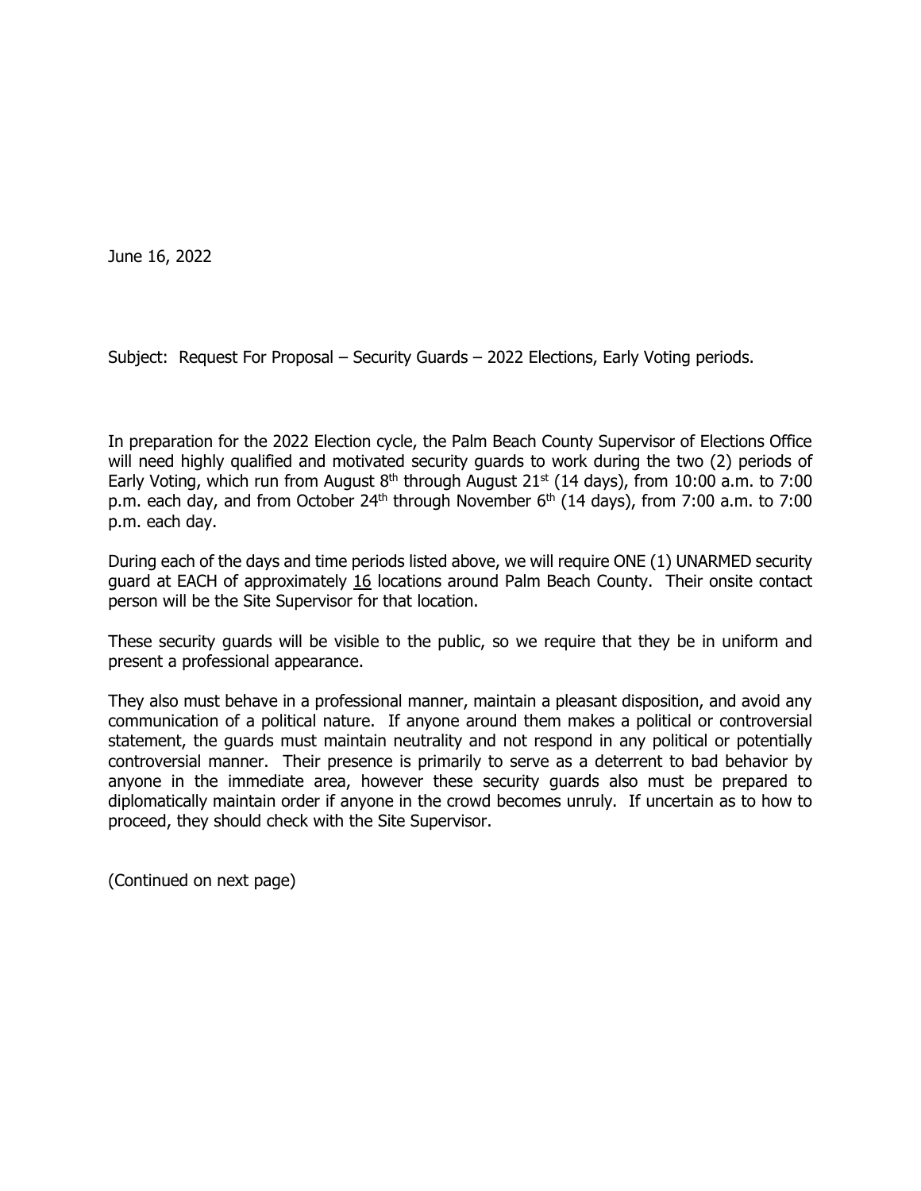June 16, 2022

Subject: Request For Proposal – Security Guards – 2022 Elections, Early Voting periods.

In preparation for the 2022 Election cycle, the Palm Beach County Supervisor of Elections Office will need highly qualified and motivated security guards to work during the two (2) periods of Early Voting, which run from August 8th through August 21st (14 days), from 10:00 a.m. to 7:00 p.m. each day, and from October 24th through November 6th (14 days), from 7:00 a.m. to 7:00 p.m. each day.

During each of the days and time periods listed above, we will require ONE (1) UNARMED security guard at EACH of approximately 16 locations around Palm Beach County. Their onsite contact person will be the Site Supervisor for that location.

These security guards will be visible to the public, so we require that they be in uniform and present a professional appearance.

They also must behave in a professional manner, maintain a pleasant disposition, and avoid any communication of a political nature. If anyone around them makes a political or controversial statement, the guards must maintain neutrality and not respond in any political or potentially controversial manner. Their presence is primarily to serve as a deterrent to bad behavior by anyone in the immediate area, however these security guards also must be prepared to diplomatically maintain order if anyone in the crowd becomes unruly. If uncertain as to how to proceed, they should check with the Site Supervisor.

(Continued on next page)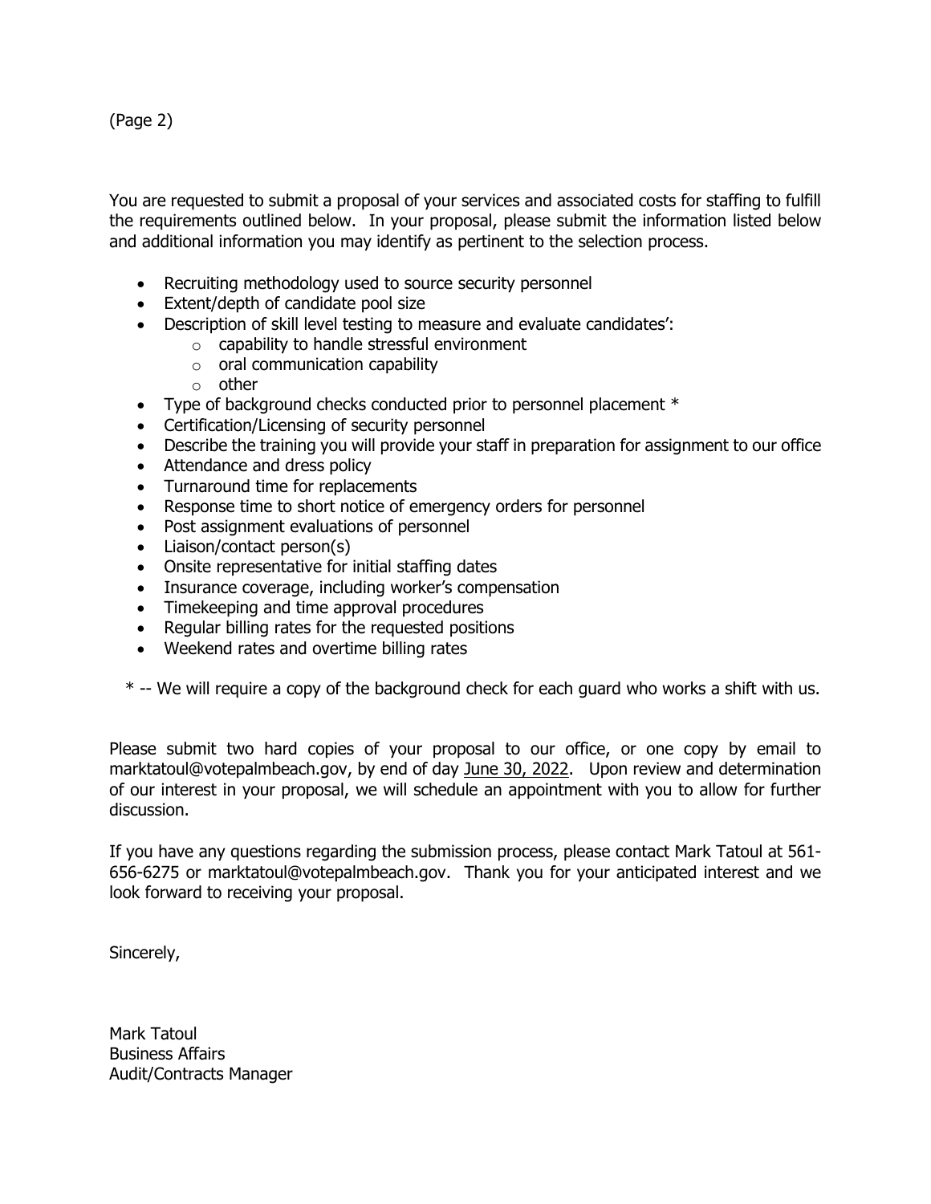(Page 2)

You are requested to submit a proposal of your services and associated costs for staffing to fulfill the requirements outlined below. In your proposal, please submit the information listed below and additional information you may identify as pertinent to the selection process.

- Recruiting methodology used to source security personnel
- Extent/depth of candidate pool size
- Description of skill level testing to measure and evaluate candidates':
  - capability to handle stressful environment
  - oral communication capability
  - other
- Type of background checks conducted prior to personnel placement *
- Certification/Licensing of security personnel
- Describe the training you will provide your staff in preparation for assignment to our office
- Attendance and dress policy
- Turnaround time for replacements
- Response time to short notice of emergency orders for personnel
- Post assignment evaluations of personnel
- Liaison/contact person(s)
- Onsite representative for initial staffing dates
- Insurance coverage, including worker's compensation
- Timekeeping and time approval procedures
- Regular billing rates for the requested positions
- Weekend rates and overtime billing rates

\* -- We will require a copy of the background check for each guard who works a shift with us.

Please submit two hard copies of your proposal to our office, or one copy by email to marktatoul@votepalmbeach.gov, by end of day <u>June 30, 2022</u>. Upon review and determination of our interest in your proposal, we will schedule an appointment with you to allow for further discussion.

If you have any questions regarding the submission process, please contact Mark Tatoul at 561-656-6275 or marktatoul@votepalmbeach.gov. Thank you for your anticipated interest and we look forward to receiving your proposal.

Sincerely,

Mark Tatoul
Business Affairs
Audit/Contracts Manager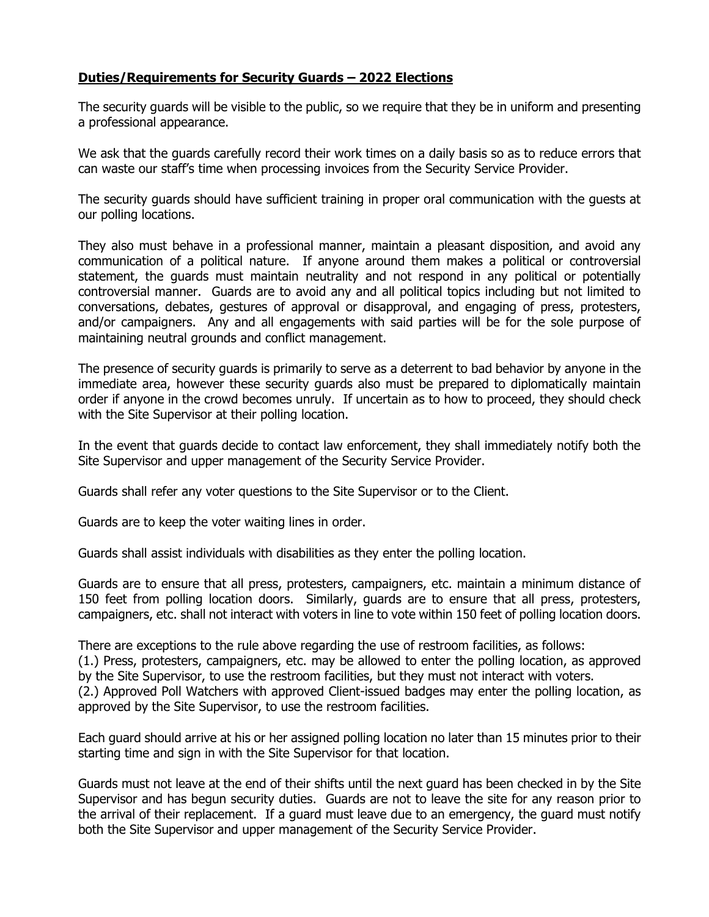## **Duties/Requirements for Security Guards – 2022 Elections**

The security guards will be visible to the public, so we require that they be in uniform and presenting a professional appearance.

We ask that the guards carefully record their work times on a daily basis so as to reduce errors that can waste our staff's time when processing invoices from the Security Service Provider.

The security guards should have sufficient training in proper oral communication with the guests at our polling locations.

They also must behave in a professional manner, maintain a pleasant disposition, and avoid any communication of a political nature. If anyone around them makes a political or controversial statement, the guards must maintain neutrality and not respond in any political or potentially controversial manner. Guards are to avoid any and all political topics including but not limited to conversations, debates, gestures of approval or disapproval, and engaging of press, protesters, and/or campaigners. Any and all engagements with said parties will be for the sole purpose of maintaining neutral grounds and conflict management.

The presence of security guards is primarily to serve as a deterrent to bad behavior by anyone in the immediate area, however these security guards also must be prepared to diplomatically maintain order if anyone in the crowd becomes unruly. If uncertain as to how to proceed, they should check with the Site Supervisor at their polling location.

In the event that guards decide to contact law enforcement, they shall immediately notify both the Site Supervisor and upper management of the Security Service Provider.

Guards shall refer any voter questions to the Site Supervisor or to the Client.

Guards are to keep the voter waiting lines in order.

Guards shall assist individuals with disabilities as they enter the polling location.

Guards are to ensure that all press, protesters, campaigners, etc. maintain a minimum distance of 150 feet from polling location doors. Similarly, guards are to ensure that all press, protesters, campaigners, etc. shall not interact with voters in line to vote within 150 feet of polling location doors.

There are exceptions to the rule above regarding the use of restroom facilities, as follows:
(1.) Press, protesters, campaigners, etc. may be allowed to enter the polling location, as approved by the Site Supervisor, to use the restroom facilities, but they must not interact with voters.
(2.) Approved Poll Watchers with approved Client-issued badges may enter the polling location, as approved by the Site Supervisor, to use the restroom facilities.

Each guard should arrive at his or her assigned polling location no later than 15 minutes prior to their starting time and sign in with the Site Supervisor for that location.

Guards must not leave at the end of their shifts until the next guard has been checked in by the Site Supervisor and has begun security duties. Guards are not to leave the site for any reason prior to the arrival of their replacement. If a guard must leave due to an emergency, the guard must notify both the Site Supervisor and upper management of the Security Service Provider.